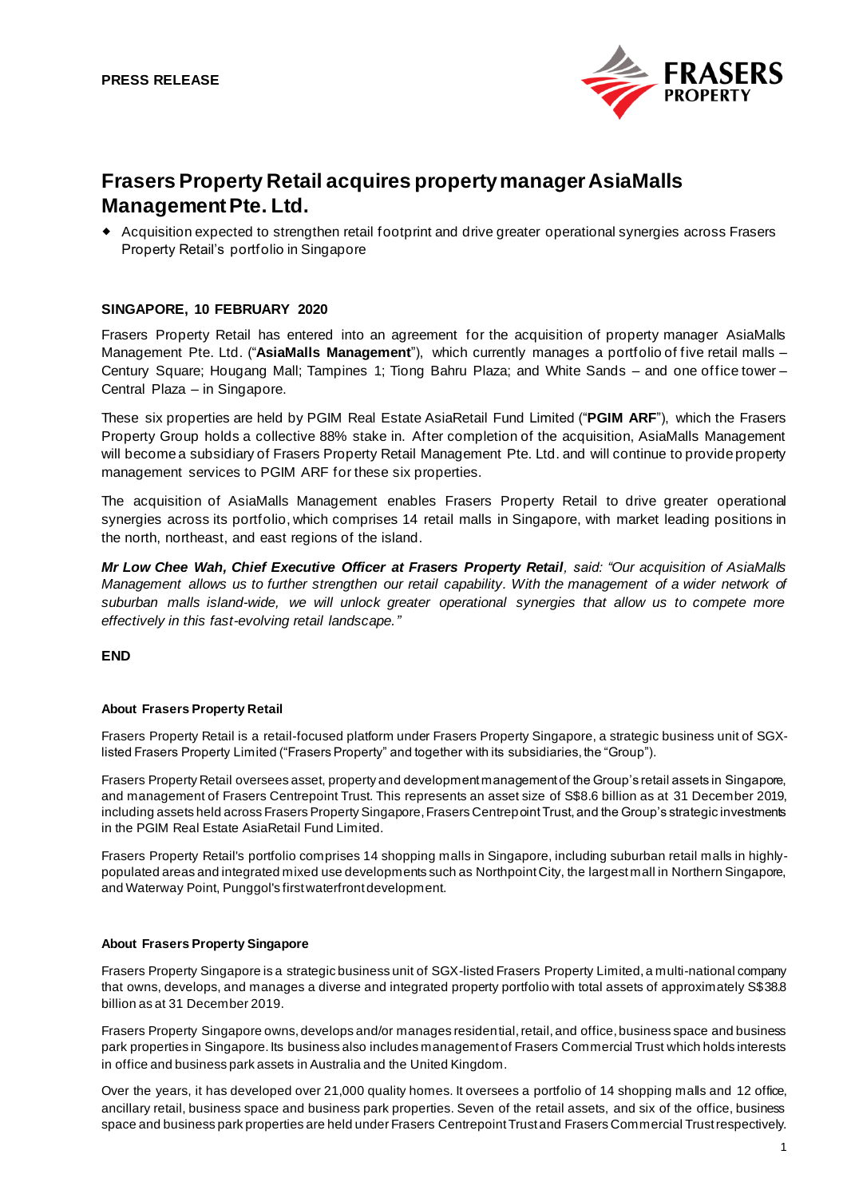**PRESS RELEASE**

# Frasers Property Retail acquires property manager AsiaMalls Management Pte. Ltd.

- Acquisition expected to strengthen retail footprint and drive greater operational synergies across Frasers Property Retail's portfolio in Singapore

**SINGAPORE, 10 FEBRUARY 2020**

Frasers Property Retail has entered into an agreement for the acquisition of property manager AsiaMalls Management Pte. Ltd. ("**AsiaMalls Management**"), which currently manages a portfolio of five retail malls – Century Square; Hougang Mall; Tampines 1; Tiong Bahru Plaza; and White Sands – and one office tower – Central Plaza – in Singapore.

These six properties are held by PGIM Real Estate AsiaRetail Fund Limited ("**PGIM ARF**"), which the Frasers Property Group holds a collective 88% stake in. After completion of the acquisition, AsiaMalls Management will become a subsidiary of Frasers Property Retail Management Pte. Ltd. and will continue to provide property management services to PGIM ARF for these six properties.

The acquisition of AsiaMalls Management enables Frasers Property Retail to drive greater operational synergies across its portfolio, which comprises 14 retail malls in Singapore, with market leading positions in the north, northeast, and east regions of the island.

***Mr Low Chee Wah, Chief Executive Officer at Frasers Property Retail**, said: "Our acquisition of AsiaMalls Management allows us to further strengthen our retail capability. With the management of a wider network of suburban malls island-wide, we will unlock greater operational synergies that allow us to compete more effectively in this fast-evolving retail landscape."*

**END**

#### About Frasers Property Retail

Frasers Property Retail is a retail-focused platform under Frasers Property Singapore, a strategic business unit of SGX-listed Frasers Property Limited ("Frasers Property" and together with its subsidiaries, the "Group").

Frasers Property Retail oversees asset, property and development management of the Group's retail assets in Singapore, and management of Frasers Centrepoint Trust. This represents an asset size of S$8.6 billion as at 31 December 2019, including assets held across Frasers Property Singapore, Frasers Centrepoint Trust, and the Group's strategic investments in the PGIM Real Estate AsiaRetail Fund Limited.

Frasers Property Retail's portfolio comprises 14 shopping malls in Singapore, including suburban retail malls in highly-populated areas and integrated mixed use developments such as Northpoint City, the largest mall in Northern Singapore, and Waterway Point, Punggol's first waterfront development.

#### About Frasers Property Singapore

Frasers Property Singapore is a strategic business unit of SGX-listed Frasers Property Limited, a multi-national company that owns, develops, and manages a diverse and integrated property portfolio with total assets of approximately S$38.8 billion as at 31 December 2019.

Frasers Property Singapore owns, develops and/or manages residential, retail, and office, business space and business park properties in Singapore. Its business also includes management of Frasers Commercial Trust which holds interests in office and business park assets in Australia and the United Kingdom.

Over the years, it has developed over 21,000 quality homes. It oversees a portfolio of 14 shopping malls and 12 office, ancillary retail, business space and business park properties. Seven of the retail assets, and six of the office, business space and business park properties are held under Frasers Centrepoint Trust and Frasers Commercial Trust respectively.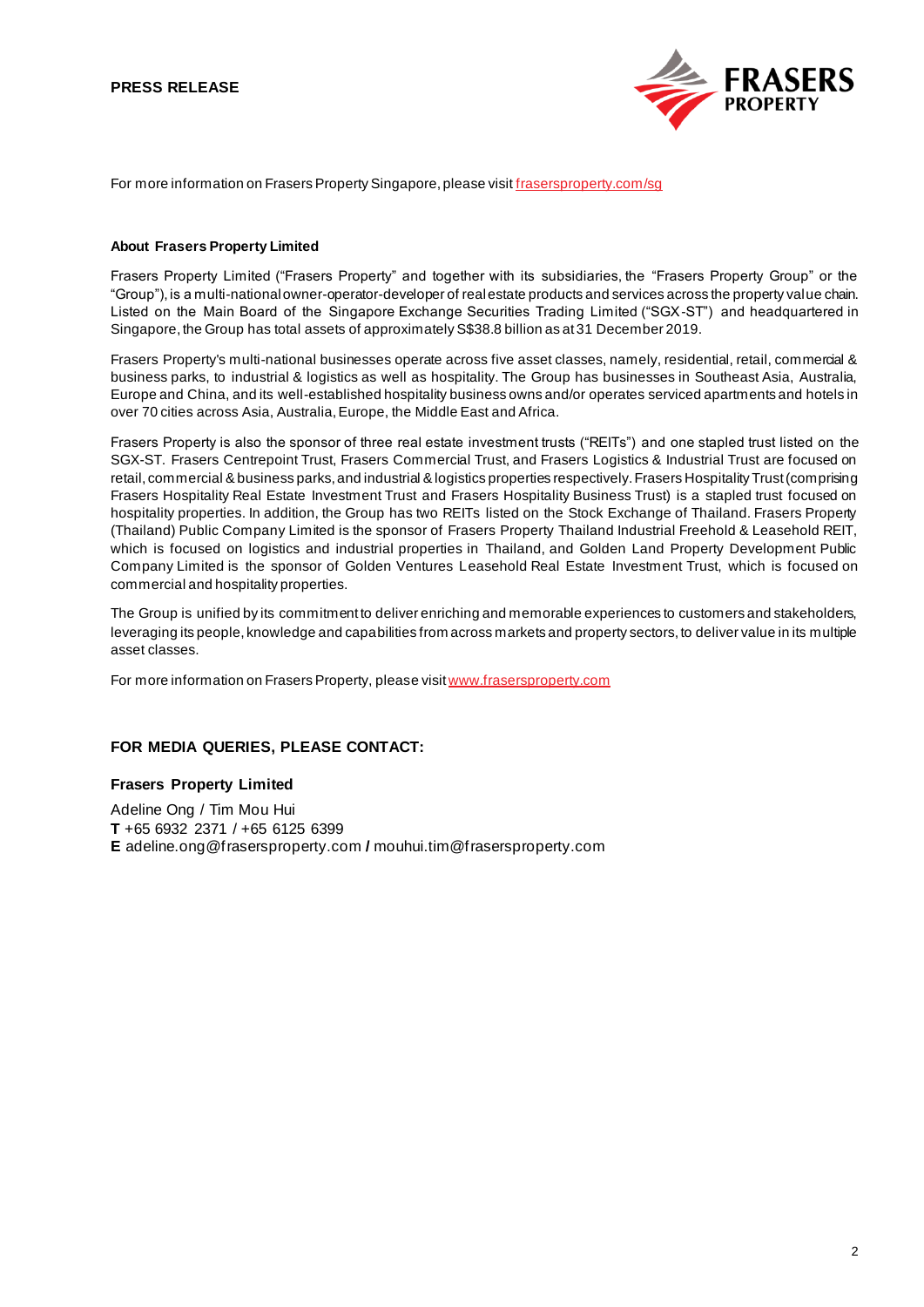For more information on Frasers Property Singapore, please visit [frasersproperty.com/sg](frasersproperty.com/sg)

**About Frasers Property Limited**

Frasers Property Limited ("Frasers Property" and together with its subsidiaries, the "Frasers Property Group" or the "Group"), is a multi-national owner-operator-developer of real estate products and services across the property value chain. Listed on the Main Board of the Singapore Exchange Securities Trading Limited ("SGX-ST") and headquartered in Singapore, the Group has total assets of approximately S$38.8 billion as at 31 December 2019.

Frasers Property's multi-national businesses operate across five asset classes, namely, residential, retail, commercial & business parks, to industrial & logistics as well as hospitality. The Group has businesses in Southeast Asia, Australia, Europe and China, and its well-established hospitality business owns and/or operates serviced apartments and hotels in over 70 cities across Asia, Australia, Europe, the Middle East and Africa.

Frasers Property is also the sponsor of three real estate investment trusts ("REITs") and one stapled trust listed on the SGX-ST. Frasers Centrepoint Trust, Frasers Commercial Trust, and Frasers Logistics & Industrial Trust are focused on retail, commercial & business parks, and industrial & logistics properties respectively. Frasers Hospitality Trust (comprising Frasers Hospitality Real Estate Investment Trust and Frasers Hospitality Business Trust) is a stapled trust focused on hospitality properties. In addition, the Group has two REITs listed on the Stock Exchange of Thailand. Frasers Property (Thailand) Public Company Limited is the sponsor of Frasers Property Thailand Industrial Freehold & Leasehold REIT, which is focused on logistics and industrial properties in Thailand, and Golden Land Property Development Public Company Limited is the sponsor of Golden Ventures Leasehold Real Estate Investment Trust, which is focused on commercial and hospitality properties.

The Group is unified by its commitment to deliver enriching and memorable experiences to customers and stakeholders, leveraging its people, knowledge and capabilities from across markets and property sectors, to deliver value in its multiple asset classes.

For more information on Frasers Property, please visit [www.frasersproperty.com](www.frasersproperty.com)

**FOR MEDIA QUERIES, PLEASE CONTACT:**

**Frasers Property Limited**

Adeline Ong / Tim Mou Hui
**T** +65 6932 2371 / +65 6125 6399
**E** adeline.ong@frasersproperty.com **/** mouhui.tim@frasersproperty.com